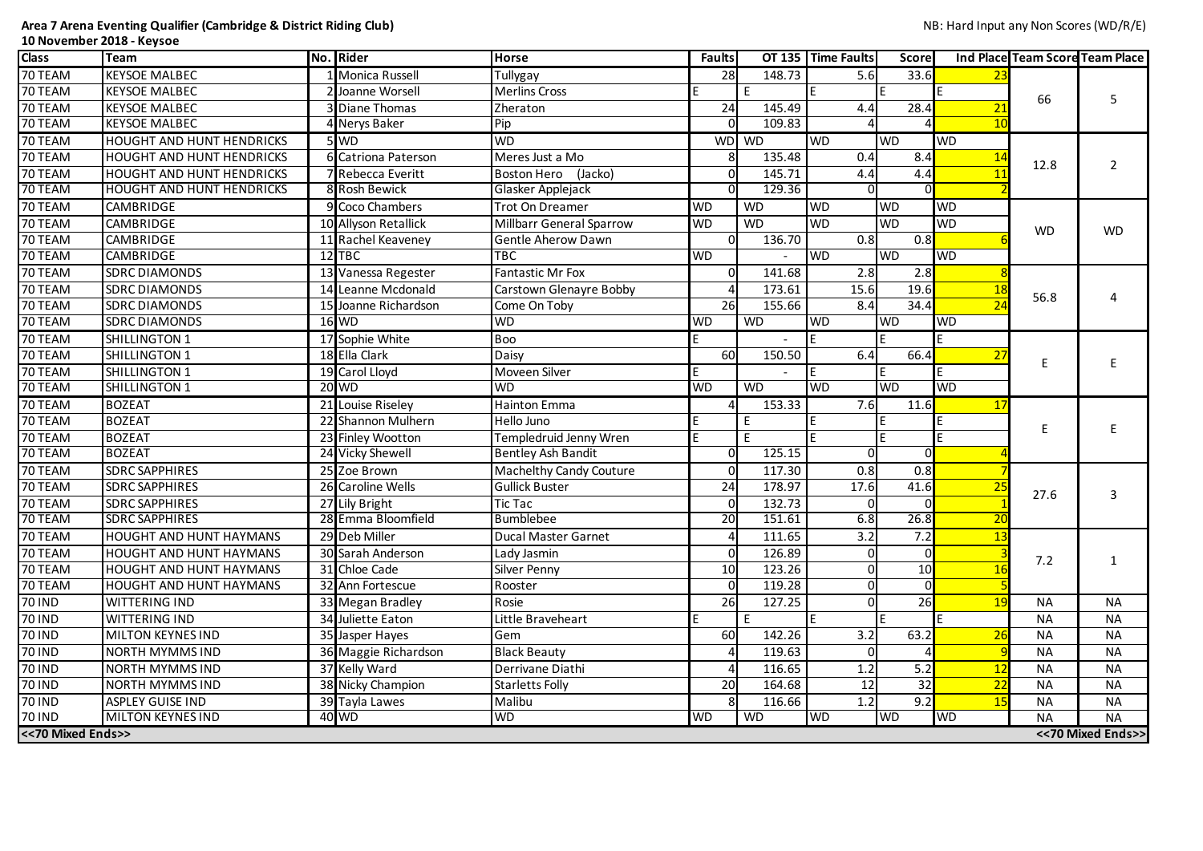**Area 7 Arena Eventing Qualifier (Cambridge & District Riding Club)**

**10 November 2018 - Keysoe**

NB: Hard Input any Non Scores (WD/R/E)

| Class | Team | No. | Rider | Horse | Faults | OT 135 | Time Faults | Score | Ind Place | Team Score | Team Place |
|---|---|---|---|---|---|---|---|---|---|---|---|
| 70 TEAM | KEYSOE MALBEC | 1 | Monica Russell | Tullygay | 28 | 148.73 | 5.6 | 33.6 | 23 | 66 | 5 |
| 70 TEAM | KEYSOE MALBEC | 2 | Joanne Worsell | Merlins Cross | E | E | E | E | E | | |
| 70 TEAM | KEYSOE MALBEC | 3 | Diane Thomas | Zheraton | 24 | 145.49 | 4.4 | 28.4 | 21 | | |
| 70 TEAM | KEYSOE MALBEC | 4 | Nerys Baker | Pip | 0 | 109.83 | 4 | 4 | 10 | | |
| 70 TEAM | HOUGHT AND HUNT HENDRICKS | 5 | WD | WD | WD | WD | WD | WD | WD | 12.8 | 2 |
| 70 TEAM | HOUGHT AND HUNT HENDRICKS | 6 | Catriona Paterson | Meres Just a Mo | 8 | 135.48 | 0.4 | 8.4 | 14 | | |
| 70 TEAM | HOUGHT AND HUNT HENDRICKS | 7 | Rebecca Everitt | Boston Hero (Jacko) | 0 | 145.71 | 4.4 | 4.4 | 11 | | |
| 70 TEAM | HOUGHT AND HUNT HENDRICKS | 8 | Rosh Bewick | Glasker Applejack | 0 | 129.36 | 0 | 0 | 2 | | |
| 70 TEAM | CAMBRIDGE | 9 | Coco Chambers | Trot On Dreamer | WD | WD | WD | WD | WD | WD | WD |
| 70 TEAM | CAMBRIDGE | 10 | Allyson Retallick | Millbarr General Sparrow | WD | WD | WD | WD | WD | | |
| 70 TEAM | CAMBRIDGE | 11 | Rachel Keaveney | Gentle Aherow Dawn | 0 | 136.70 | 0.8 | 0.8 | 6 | | |
| 70 TEAM | CAMBRIDGE | 12 | TBC | TBC | WD | - | WD | WD | WD | | |
| 70 TEAM | SDRC DIAMONDS | 13 | Vanessa Regester | Fantastic Mr Fox | 0 | 141.68 | 2.8 | 2.8 | 8 | 56.8 | 4 |
| 70 TEAM | SDRC DIAMONDS | 14 | Leanne Mcdonald | Carstown Glenayre Bobby | 4 | 173.61 | 15.6 | 19.6 | 18 | | |
| 70 TEAM | SDRC DIAMONDS | 15 | Joanne Richardson | Come On Toby | 26 | 155.66 | 8.4 | 34.4 | 24 | | |
| 70 TEAM | SDRC DIAMONDS | 16 | WD | WD | WD | WD | WD | WD | WD | | |
| 70 TEAM | SHILLINGTON 1 | 17 | Sophie White | Boo | E | - | E | E | E | E | E |
| 70 TEAM | SHILLINGTON 1 | 18 | Ella Clark | Daisy | 60 | 150.50 | 6.4 | 66.4 | 27 | | |
| 70 TEAM | SHILLINGTON 1 | 19 | Carol Lloyd | Moveen Silver | E | - | E | E | E | | |
| 70 TEAM | SHILLINGTON 1 | 20 | WD | WD | WD | WD | WD | WD | WD | | |
| 70 TEAM | BOZEAT | 21 | Louise Riseley | Hainton Emma | 4 | 153.33 | 7.6 | 11.6 | 17 | E | E |
| 70 TEAM | BOZEAT | 22 | Shannon Mulhern | Hello Juno | E | E | E | E | E | | |
| 70 TEAM | BOZEAT | 23 | Finley Wootton | Templedruid Jenny Wren | E | E | E | E | E | | |
| 70 TEAM | BOZEAT | 24 | Vicky Shewell | Bentley Ash Bandit | 0 | 125.15 | 0 | 0 | 4 | | |
| 70 TEAM | SDRC SAPPHIRES | 25 | Zoe Brown | Machelthy Candy Couture | 0 | 117.30 | 0.8 | 0.8 | 7 | 27.6 | 3 |
| 70 TEAM | SDRC SAPPHIRES | 26 | Caroline Wells | Gullick Buster | 24 | 178.97 | 17.6 | 41.6 | 25 | | |
| 70 TEAM | SDRC SAPPHIRES | 27 | Lily Bright | Tic Tac | 0 | 132.73 | 0 | 0 | 1 | | |
| 70 TEAM | SDRC SAPPHIRES | 28 | Emma Bloomfield | Bumblebee | 20 | 151.61 | 6.8 | 26.8 | 20 | | |
| 70 TEAM | HOUGHT AND HUNT HAYMANS | 29 | Deb Miller | Ducal Master Garnet | 4 | 111.65 | 3.2 | 7.2 | 13 | 7.2 | 1 |
| 70 TEAM | HOUGHT AND HUNT HAYMANS | 30 | Sarah Anderson | Lady Jasmin | 0 | 126.89 | 0 | 0 | 3 | | |
| 70 TEAM | HOUGHT AND HUNT HAYMANS | 31 | Chloe Cade | Silver Penny | 10 | 123.26 | 0 | 10 | 16 | | |
| 70 TEAM | HOUGHT AND HUNT HAYMANS | 32 | Ann Fortescue | Rooster | 0 | 119.28 | 0 | 0 | 5 | | |
| 70 IND | WITTERING IND | 33 | Megan Bradley | Rosie | 26 | 127.25 | 0 | 26 | 19 | NA | NA |
| 70 IND | WITTERING IND | 34 | Juliette Eaton | Little Braveheart | E | E | E | E | E | NA | NA |
| 70 IND | MILTON KEYNES IND | 35 | Jasper Hayes | Gem | 60 | 142.26 | 3.2 | 63.2 | 26 | NA | NA |
| 70 IND | NORTH MYMMS IND | 36 | Maggie Richardson | Black Beauty | 4 | 119.63 | 0 | 4 | 9 | NA | NA |
| 70 IND | NORTH MYMMS IND | 37 | Kelly Ward | Derrivane Diathi | 4 | 116.65 | 1.2 | 5.2 | 12 | NA | NA |
| 70 IND | NORTH MYMMS IND | 38 | Nicky Champion | Starletts Folly | 20 | 164.68 | 12 | 32 | 22 | NA | NA |
| 70 IND | ASPLEY GUISE IND | 39 | Tayla Lawes | Malibu | 8 | 116.66 | 1.2 | 9.2 | 15 | NA | NA |
| 70 IND | MILTON KEYNES IND | 40 | WD | WD | WD | WD | WD | WD | WD | NA | NA |

<<70 Mixed Ends>>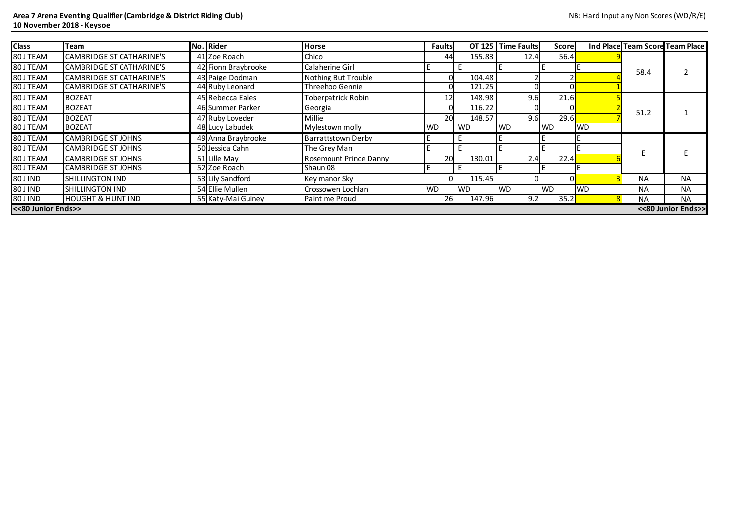**Area 7 Arena Eventing Qualifier (Cambridge & District Riding Club)**
**10 November 2018 - Keysoe**

NB: Hard Input any Non Scores (WD/R/E)

| Class | Team | No. | Rider | Horse | Faults | OT 125 | Time Faults | Score | Ind Place | Team Score | Team Place |
|---|---|---|---|---|---|---|---|---|---|---|---|
| 80 J TEAM | CAMBRIDGE ST CATHARINE'S | 41 | Zoe Roach | Chico | 44 | 155.83 | 12.4 | 56.4 | 9 | 58.4 | 2 |
| 80 J TEAM | CAMBRIDGE ST CATHARINE'S | 42 | Fionn Braybrooke | Calaherine Girl | E | E | E | E | E | | |
| 80 J TEAM | CAMBRIDGE ST CATHARINE'S | 43 | Paige Dodman | Nothing But Trouble | 0 | 104.48 | 2 | 2 | 4 | | |
| 80 J TEAM | CAMBRIDGE ST CATHARINE'S | 44 | Ruby Leonard | Threehoo Gennie | 0 | 121.25 | 0 | 0 | 1 | | |
| 80 J TEAM | BOZEAT | 45 | Rebecca Eales | Toberpatrick Robin | 12 | 148.98 | 9.6 | 21.6 | 5 | 51.2 | 1 |
| 80 J TEAM | BOZEAT | 46 | Summer Parker | Georgia | 0 | 116.22 | 0 | 0 | 2 | | |
| 80 J TEAM | BOZEAT | 47 | Ruby Loveder | Millie | 20 | 148.57 | 9.6 | 29.6 | 7 | | |
| 80 J TEAM | BOZEAT | 48 | Lucy Labudek | Mylestown molly | WD | WD | WD | WD | WD | | |
| 80 J TEAM | CAMBRIDGE ST JOHNS | 49 | Anna Braybrooke | Barrattstown Derby | E | E | E | E | E | E | E |
| 80 J TEAM | CAMBRIDGE ST JOHNS | 50 | Jessica Cahn | The Grey Man | E | E | E | E | E | | |
| 80 J TEAM | CAMBRIDGE ST JOHNS | 51 | Lille May | Rosemount Prince Danny | 20 | 130.01 | 2.4 | 22.4 | 6 | | |
| 80 J TEAM | CAMBRIDGE ST JOHNS | 52 | Zoe Roach | Shaun 08 | E | E | E | E | E | | |
| 80 J IND | SHILLINGTON IND | 53 | Lily Sandford | Key manor Sky | 0 | 115.45 | 0 | 0 | 3 | NA | NA |
| 80 J IND | SHILLINGTON IND | 54 | Ellie Mullen | Crossowen Lochlan | WD | WD | WD | WD | WD | NA | NA |
| 80 J IND | HOUGHT & HUNT IND | 55 | Katy-Mai Guiney | Paint me Proud | 26 | 147.96 | 9.2 | 35.2 | 8 | NA | NA |
| <<80 Junior Ends>> | | | | | | | | | | | <<80 Junior Ends>> |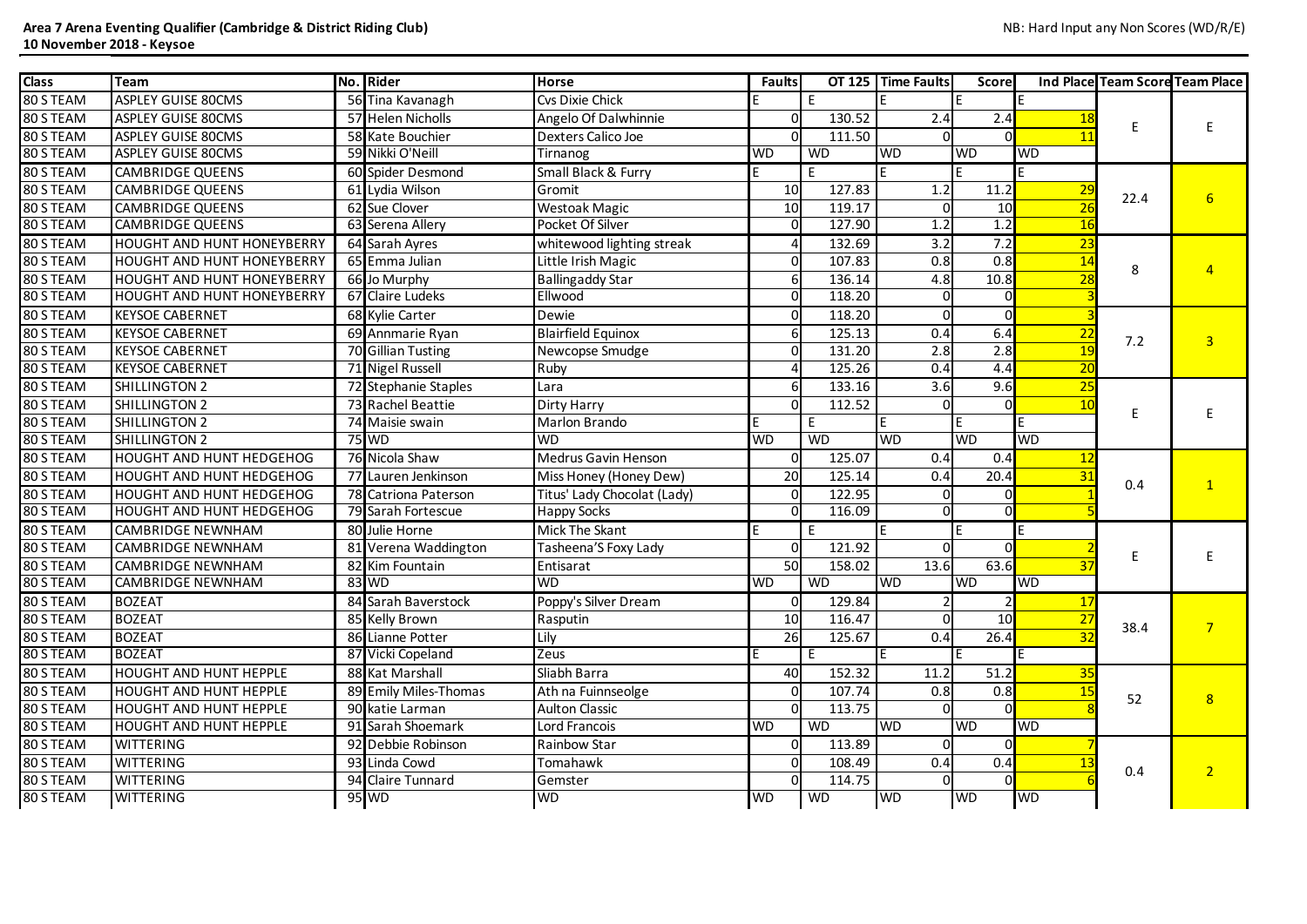**Area 7 Arena Eventing Qualifier (Cambridge & District Riding Club)**
**10 November 2018 - Keysoe**

NB: Hard Input any Non Scores (WD/R/E)

| Class | Team | No. | Rider | Horse | Faults | OT 125 | Time Faults | Score | Ind Place | Team Score | Team Place |
|---|---|---|---|---|---|---|---|---|---|---|---|
| 80 S TEAM | ASPLEY GUISE 80CMS | 56 | Tina Kavanagh | Cvs Dixie Chick | E | E | E | E | E | E | E |
| 80 S TEAM | ASPLEY GUISE 80CMS | 57 | Helen Nicholls | Angelo Of Dalwhinnie | 0 | 130.52 | 2.4 | 2.4 | 18 | | |
| 80 S TEAM | ASPLEY GUISE 80CMS | 58 | Kate Bouchier | Dexters Calico Joe | 0 | 111.50 | 0 | 0 | 11 | | |
| 80 S TEAM | ASPLEY GUISE 80CMS | 59 | Nikki O'Neill | Tirnanog | WD | WD | WD | WD | WD | | |
| 80 S TEAM | CAMBRIDGE QUEENS | 60 | Spider Desmond | Small Black & Furry | E | E | E | E | E | 22.4 | 6 |
| 80 S TEAM | CAMBRIDGE QUEENS | 61 | Lydia Wilson | Gromit | 10 | 127.83 | 1.2 | 11.2 | 29 | | |
| 80 S TEAM | CAMBRIDGE QUEENS | 62 | Sue Clover | Westoak Magic | 10 | 119.17 | 0 | 10 | 26 | | |
| 80 S TEAM | CAMBRIDGE QUEENS | 63 | Serena Allery | Pocket Of Silver | 0 | 127.90 | 1.2 | 1.2 | 16 | | |
| 80 S TEAM | HOUGHT AND HUNT HONEYBERRY | 64 | Sarah Ayres | whitewood lighting streak | 4 | 132.69 | 3.2 | 7.2 | 23 | 8 | 4 |
| 80 S TEAM | HOUGHT AND HUNT HONEYBERRY | 65 | Emma Julian | Little Irish Magic | 0 | 107.83 | 0.8 | 0.8 | 14 | | |
| 80 S TEAM | HOUGHT AND HUNT HONEYBERRY | 66 | Jo Murphy | Ballingaddy Star | 6 | 136.14 | 4.8 | 10.8 | 28 | | |
| 80 S TEAM | HOUGHT AND HUNT HONEYBERRY | 67 | Claire Ludeks | Ellwood | 0 | 118.20 | 0 | 0 | 3 | | |
| 80 S TEAM | KEYSOE CABERNET | 68 | Kylie Carter | Dewie | 0 | 118.20 | 0 | 0 | 3 | 7.2 | 3 |
| 80 S TEAM | KEYSOE CABERNET | 69 | Annmarie Ryan | Blairfield Equinox | 6 | 125.13 | 0.4 | 6.4 | 22 | | |
| 80 S TEAM | KEYSOE CABERNET | 70 | Gillian Tusting | Newcopse Smudge | 0 | 131.20 | 2.8 | 2.8 | 19 | | |
| 80 S TEAM | KEYSOE CABERNET | 71 | Nigel Russell | Ruby | 4 | 125.26 | 0.4 | 4.4 | 20 | | |
| 80 S TEAM | SHILLINGTON 2 | 72 | Stephanie Staples | Lara | 6 | 133.16 | 3.6 | 9.6 | 25 | E | E |
| 80 S TEAM | SHILLINGTON 2 | 73 | Rachel Beattie | Dirty Harry | 0 | 112.52 | 0 | 0 | 10 | | |
| 80 S TEAM | SHILLINGTON 2 | 74 | Maisie swain | Marlon Brando | E | E | E | E | E | | |
| 80 S TEAM | SHILLINGTON 2 | 75 | WD | WD | WD | WD | WD | WD | WD | | |
| 80 S TEAM | HOUGHT AND HUNT HEDGEHOG | 76 | Nicola Shaw | Medrus Gavin Henson | 0 | 125.07 | 0.4 | 0.4 | 12 | 0.4 | 1 |
| 80 S TEAM | HOUGHT AND HUNT HEDGEHOG | 77 | Lauren Jenkinson | Miss Honey (Honey Dew) | 20 | 125.14 | 0.4 | 20.4 | 31 | | |
| 80 S TEAM | HOUGHT AND HUNT HEDGEHOG | 78 | Catriona Paterson | Titus' Lady Chocolat (Lady) | 0 | 122.95 | 0 | 0 | 1 | | |
| 80 S TEAM | HOUGHT AND HUNT HEDGEHOG | 79 | Sarah Fortescue | Happy Socks | 0 | 116.09 | 0 | 0 | 5 | | |
| 80 S TEAM | CAMBRIDGE NEWNHAM | 80 | Julie Horne | Mick The Skant | E | E | E | E | E | E | E |
| 80 S TEAM | CAMBRIDGE NEWNHAM | 81 | Verena Waddington | Tasheena'S Foxy Lady | 0 | 121.92 | 0 | 0 | 2 | | |
| 80 S TEAM | CAMBRIDGE NEWNHAM | 82 | Kim Fountain | Entisarat | 50 | 158.02 | 13.6 | 63.6 | 37 | | |
| 80 S TEAM | CAMBRIDGE NEWNHAM | 83 | WD | WD | WD | WD | WD | WD | WD | | |
| 80 S TEAM | BOZEAT | 84 | Sarah Baverstock | Poppy's Silver Dream | 0 | 129.84 | 2 | 2 | 17 | 38.4 | 7 |
| 80 S TEAM | BOZEAT | 85 | Kelly Brown | Rasputin | 10 | 116.47 | 0 | 10 | 27 | | |
| 80 S TEAM | BOZEAT | 86 | Lianne Potter | Lily | 26 | 125.67 | 0.4 | 26.4 | 32 | | |
| 80 S TEAM | BOZEAT | 87 | Vicki Copeland | Zeus | E | E | E | E | E | | |
| 80 S TEAM | HOUGHT AND HUNT HEPPLE | 88 | Kat Marshall | Sliabh Barra | 40 | 152.32 | 11.2 | 51.2 | 35 | 52 | 8 |
| 80 S TEAM | HOUGHT AND HUNT HEPPLE | 89 | Emily Miles-Thomas | Ath na Fuinnseolge | 0 | 107.74 | 0.8 | 0.8 | 15 | | |
| 80 S TEAM | HOUGHT AND HUNT HEPPLE | 90 | katie Larman | Aulton Classic | 0 | 113.75 | 0 | 0 | 8 | | |
| 80 S TEAM | HOUGHT AND HUNT HEPPLE | 91 | Sarah Shoemark | Lord Francois | WD | WD | WD | WD | WD | | |
| 80 S TEAM | WITTERING | 92 | Debbie Robinson | Rainbow Star | 0 | 113.89 | 0 | 0 | 7 | 0.4 | 2 |
| 80 S TEAM | WITTERING | 93 | Linda Cowd | Tomahawk | 0 | 108.49 | 0.4 | 0.4 | 13 | | |
| 80 S TEAM | WITTERING | 94 | Claire Tunnard | Gemster | 0 | 114.75 | 0 | 0 | 6 | | |
| 80 S TEAM | WITTERING | 95 | WD | WD | WD | WD | WD | WD | WD | | |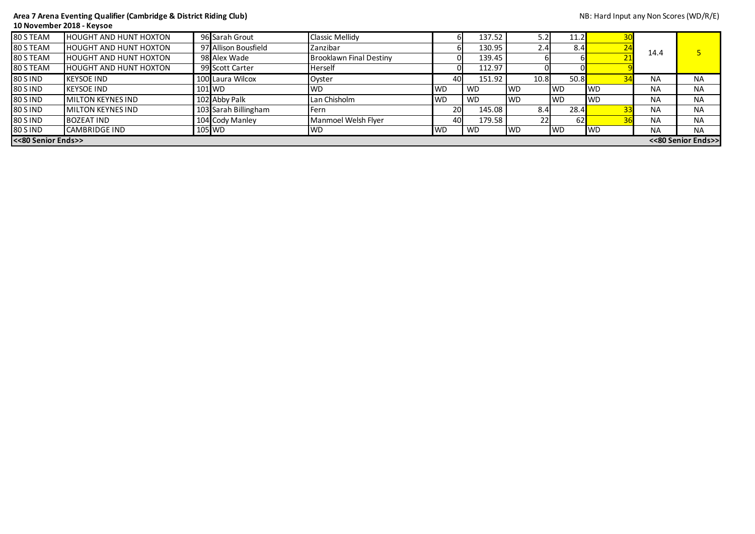**Area 7 Arena Eventing Qualifier (Cambridge & District Riding Club)**
**10 November 2018 - Keysoe**

NB: Hard Input any Non Scores (WD/R/E)

| | | | | | | | | | | | |
|---|---|---|---|---|---|---|---|---|---|---|---|
| 80 S TEAM | HOUGHT AND HUNT HOXTON | 96 | Sarah Grout | Classic Mellidy | 6 | 137.52 | 5.2 | 11.2 | 30 | 14.4 | 5 |
| 80 S TEAM | HOUGHT AND HUNT HOXTON | 97 | Allison Bousfield | Zanzibar | 6 | 130.95 | 2.4 | 8.4 | 24 | | |
| 80 S TEAM | HOUGHT AND HUNT HOXTON | 98 | Alex Wade | Brooklawn Final Destiny | 0 | 139.45 | 6 | 6 | 21 | | |
| 80 S TEAM | HOUGHT AND HUNT HOXTON | 99 | Scott Carter | Herself | 0 | 112.97 | 0 | 0 | 9 | | |
| 80 S IND | KEYSOE IND | 100 | Laura Wilcox | Oyster | 40 | 151.92 | 10.8 | 50.8 | 34 | NA | NA |
| 80 S IND | KEYSOE IND | 101 | WD | WD | WD | WD | WD | WD | WD | NA | NA |
| 80 S IND | MILTON KEYNES IND | 102 | Abby Palk | Lan Chisholm | WD | WD | WD | WD | WD | NA | NA |
| 80 S IND | MILTON KEYNES IND | 103 | Sarah Billingham | Fern | 20 | 145.08 | 8.4 | 28.4 | 33 | NA | NA |
| 80 S IND | BOZEAT IND | 104 | Cody Manley | Manmoel Welsh Flyer | 40 | 179.58 | 22 | 62 | 36 | NA | NA |
| 80 S IND | CAMBRIDGE IND | 105 | WD | WD | WD | WD | WD | WD | WD | NA | NA |
| <<80 Senior Ends>> | | | | | | | | | | | <<80 Senior Ends>> |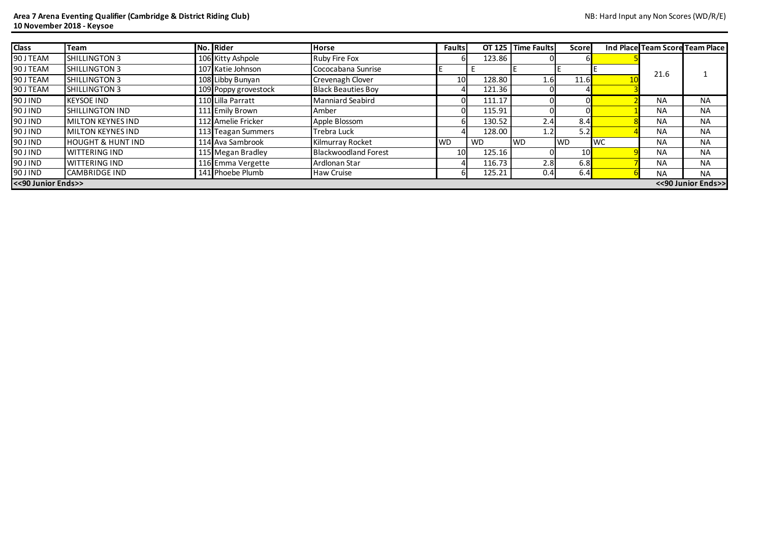**Area 7 Arena Eventing Qualifier (Cambridge & District Riding Club)**
**10 November 2018 - Keysoe**

NB: Hard Input any Non Scores (WD/R/E)

| Class | Team | No. | Rider | Horse | Faults | OT 125 | Time Faults | Score | Ind Place | Team Score | Team Place |
|---|---|---|---|---|---|---|---|---|---|---|---|
| 90 J TEAM | SHILLINGTON 3 | 106 | Kitty Ashpole | Ruby Fire Fox | 6 | 123.86 | 0 | 6 | 5 | 21.6 | 1 |
| 90 J TEAM | SHILLINGTON 3 | 107 | Katie Johnson | Cococabana Sunrise | E | E | E | E | E | | |
| 90 J TEAM | SHILLINGTON 3 | 108 | Libby Bunyan | Crevenagh Clover | 10 | 128.80 | 1.6 | 11.6 | 10 | | |
| 90 J TEAM | SHILLINGTON 3 | 109 | Poppy grovestock | Black Beauties Boy | 4 | 121.36 | 0 | 4 | 3 | | |
| 90 J IND | KEYSOE IND | 110 | Lilla Parratt | Manniard Seabird | 0 | 111.17 | 0 | 0 | 2 | NA | NA |
| 90 J IND | SHILLINGTON IND | 111 | Emily Brown | Amber | 0 | 115.91 | 0 | 0 | 1 | NA | NA |
| 90 J IND | MILTON KEYNES IND | 112 | Amelie Fricker | Apple Blossom | 6 | 130.52 | 2.4 | 8.4 | 8 | NA | NA |
| 90 J IND | MILTON KEYNES IND | 113 | Teagan Summers | Trebra Luck | 4 | 128.00 | 1.2 | 5.2 | 4 | NA | NA |
| 90 J IND | HOUGHT & HUNT IND | 114 | Ava Sambrook | Kilmurray Rocket | WD | WD | WD | WD | WC | NA | NA |
| 90 J IND | WITTERING IND | 115 | Megan Bradley | Blackwoodland Forest | 10 | 125.16 | 0 | 10 | 9 | NA | NA |
| 90 J IND | WITTERING IND | 116 | Emma Vergette | Ardlonan Star | 4 | 116.73 | 2.8 | 6.8 | 7 | NA | NA |
| 90 J IND | CAMBRIDGE IND | 141 | Phoebe Plumb | Haw Cruise | 6 | 125.21 | 0.4 | 6.4 | 6 | NA | NA |
| <<90 Junior Ends>> | | | | | | | | | | | <<90 Junior Ends>> |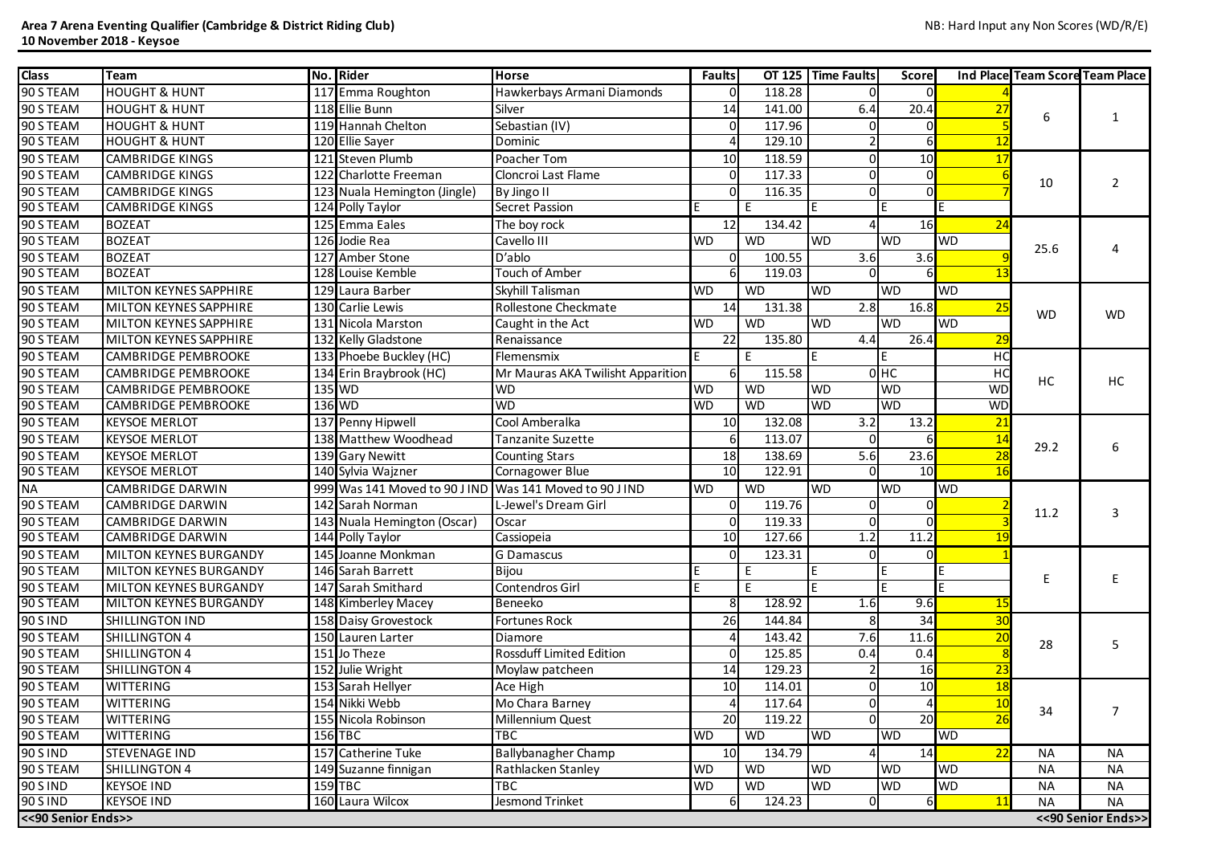**Area 7 Arena Eventing Qualifier (Cambridge & District Riding Club)**
**10 November 2018 - Keysoe**

NB: Hard Input any Non Scores (WD/R/E)

| Class | Team | No. | Rider | Horse | Faults | OT 125 | Time Faults | Score | Ind Place | Team Score | Team Place |
|---|---|---|---|---|---|---|---|---|---|---|---|
| 90 S TEAM | HOUGHT & HUNT | 117 | Emma Roughton | Hawkerbays Armani Diamonds | 0 | 118.28 | 0 | 0 | 4 | 6 | 1 |
| 90 S TEAM | HOUGHT & HUNT | 118 | Ellie Bunn | Silver | 14 | 141.00 | 6.4 | 20.4 | 27 | | |
| 90 S TEAM | HOUGHT & HUNT | 119 | Hannah Chelton | Sebastian (IV) | 0 | 117.96 | 0 | 0 | 5 | | |
| 90 S TEAM | HOUGHT & HUNT | 120 | Ellie Sayer | Dominic | 4 | 129.10 | 2 | 6 | 12 | | |
| 90 S TEAM | CAMBRIDGE KINGS | 121 | Steven Plumb | Poacher Tom | 10 | 118.59 | 0 | 10 | 17 | 10 | 2 |
| 90 S TEAM | CAMBRIDGE KINGS | 122 | Charlotte Freeman | Cloncroi Last Flame | 0 | 117.33 | 0 | 0 | 6 | | |
| 90 S TEAM | CAMBRIDGE KINGS | 123 | Nuala Hemington (Jingle) | By Jingo II | 0 | 116.35 | 0 | 0 | 7 | | |
| 90 S TEAM | CAMBRIDGE KINGS | 124 | Polly Taylor | Secret Passion | E | E | E | E | E | | |
| 90 S TEAM | BOZEAT | 125 | Emma Eales | The boy rock | 12 | 134.42 | 4 | 16 | 24 | 25.6 | 4 |
| 90 S TEAM | BOZEAT | 126 | Jodie Rea | Cavello III | WD | WD | WD | WD | WD | | |
| 90 S TEAM | BOZEAT | 127 | Amber Stone | D'ablo | 0 | 100.55 | 3.6 | 3.6 | 9 | | |
| 90 S TEAM | BOZEAT | 128 | Louise Kemble | Touch of Amber | 6 | 119.03 | 0 | 6 | 13 | | |
| 90 S TEAM | MILTON KEYNES SAPPHIRE | 129 | Laura Barber | Skyhill Talisman | WD | WD | WD | WD | WD | WD | WD |
| 90 S TEAM | MILTON KEYNES SAPPHIRE | 130 | Carlie Lewis | Rollestone Checkmate | 14 | 131.38 | 2.8 | 16.8 | 25 | | |
| 90 S TEAM | MILTON KEYNES SAPPHIRE | 131 | Nicola Marston | Caught in the Act | WD | WD | WD | WD | WD | | |
| 90 S TEAM | MILTON KEYNES SAPPHIRE | 132 | Kelly Gladstone | Renaissance | 22 | 135.80 | 4.4 | 26.4 | 29 | | |
| 90 S TEAM | CAMBRIDGE PEMBROOKE | 133 | Phoebe Buckley (HC) | Flemensmix | E | E | E | E | HC | HC | HC |
| 90 S TEAM | CAMBRIDGE PEMBROOKE | 134 | Erin Braybrook (HC) | Mr Mauras AKA Twilisht Apparition | 6 | 115.58 | 0 | HC | HC | | |
| 90 S TEAM | CAMBRIDGE PEMBROOKE | 135 | WD | WD | WD | WD | WD | WD | WD | | |
| 90 S TEAM | CAMBRIDGE PEMBROOKE | 136 | WD | WD | WD | WD | WD | WD | WD | | |
| 90 S TEAM | KEYSOE MERLOT | 137 | Penny Hipwell | Cool Amberalka | 10 | 132.08 | 3.2 | 13.2 | 21 | 29.2 | 6 |
| 90 S TEAM | KEYSOE MERLOT | 138 | Matthew Woodhead | Tanzanite Suzette | 6 | 113.07 | 0 | 6 | 14 | | |
| 90 S TEAM | KEYSOE MERLOT | 139 | Gary Newitt | Counting Stars | 18 | 138.69 | 5.6 | 23.6 | 28 | | |
| 90 S TEAM | KEYSOE MERLOT | 140 | Sylvia Wajzner | Cornagower Blue | 10 | 122.91 | 0 | 10 | 16 | | |
| NA | CAMBRIDGE DARWIN | 999 | Was 141 Moved to 90 J IND | Was 141 Moved to 90 J IND | WD | WD | WD | WD | WD | 11.2 | 3 |
| 90 S TEAM | CAMBRIDGE DARWIN | 142 | Sarah Norman | L-Jewel's Dream Girl | 0 | 119.76 | 0 | 0 | 2 | | |
| 90 S TEAM | CAMBRIDGE DARWIN | 143 | Nuala Hemington (Oscar) | Oscar | 0 | 119.33 | 0 | 0 | 3 | | |
| 90 S TEAM | CAMBRIDGE DARWIN | 144 | Polly Taylor | Cassiopeia | 10 | 127.66 | 1.2 | 11.2 | 19 | | |
| 90 S TEAM | MILTON KEYNES BURGANDY | 145 | Joanne Monkman | G Damascus | 0 | 123.31 | 0 | 0 | 1 | E | E |
| 90 S TEAM | MILTON KEYNES BURGANDY | 146 | Sarah Barrett | Bijou | E | E | E | E | E | | |
| 90 S TEAM | MILTON KEYNES BURGANDY | 147 | Sarah Smithard | Contendros Girl | E | E | E | E | E | | |
| 90 S TEAM | MILTON KEYNES BURGANDY | 148 | Kimberley Macey | Beneeko | 8 | 128.92 | 1.6 | 9.6 | 15 | | |
| 90 S IND | SHILLINGTON IND | 158 | Daisy Grovestock | Fortunes Rock | 26 | 144.84 | 8 | 34 | 30 | 28 | 5 |
| 90 S TEAM | SHILLINGTON 4 | 150 | Lauren Larter | Diamore | 4 | 143.42 | 7.6 | 11.6 | 20 | | |
| 90 S TEAM | SHILLINGTON 4 | 151 | Jo Theze | Rossduff Limited Edition | 0 | 125.85 | 0.4 | 0.4 | 8 | | |
| 90 S TEAM | SHILLINGTON 4 | 152 | Julie Wright | Moylaw patcheen | 14 | 129.23 | 2 | 16 | 23 | | |
| 90 S TEAM | WITTERING | 153 | Sarah Hellyer | Ace High | 10 | 114.01 | 0 | 10 | 18 | 34 | 7 |
| 90 S TEAM | WITTERING | 154 | Nikki Webb | Mo Chara Barney | 4 | 117.64 | 0 | 4 | 10 | | |
| 90 S TEAM | WITTERING | 155 | Nicola Robinson | Millennium Quest | 20 | 119.22 | 0 | 20 | 26 | | |
| 90 S TEAM | WITTERING | 156 | TBC | TBC | WD | WD | WD | WD | WD | | |
| 90 S IND | STEVENAGE IND | 157 | Catherine Tuke | Ballybanagher Champ | 10 | 134.79 | 4 | 14 | 22 | NA | NA |
| 90 S TEAM | SHILLINGTON 4 | 149 | Suzanne finnigan | Rathlacken Stanley | WD | WD | WD | WD | WD | NA | NA |
| 90 S IND | KEYSOE IND | 159 | TBC | TBC | WD | WD | WD | WD | WD | NA | NA |
| 90 S IND | KEYSOE IND | 160 | Laura Wilcox | Jesmond Trinket | 6 | 124.23 | 0 | 6 | 11 | NA | NA |

<<90 Senior Ends>> <<90 Senior Ends>>